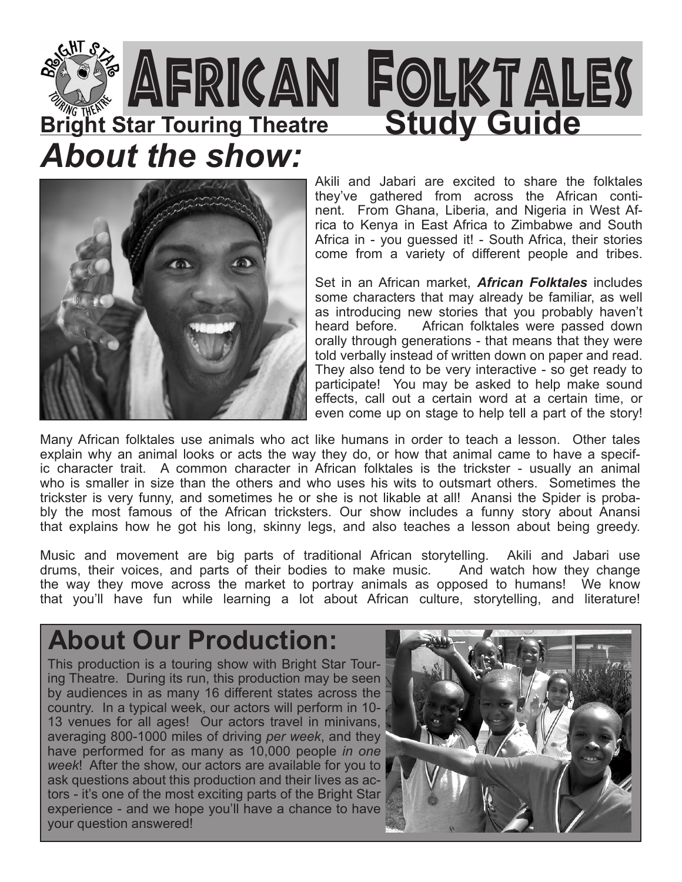# African Folktales

**Bright Star Touring Theatre** **Study Guide**

## *About the show:*

Akili and Jabari are excited to share the folktales they've gathered from across the African continent. From Ghana, Liberia, and Nigeria in West Africa to Kenya in East Africa to Zimbabwe and South Africa in - you guessed it! - South Africa, their stories come from a variety of different people and tribes.

Set in an African market, ***African Folktales*** includes some characters that may already be familiar, as well as introducing new stories that you probably haven't heard before. African folktales were passed down orally through generations - that means that they were told verbally instead of written down on paper and read. They also tend to be very interactive - so get ready to participate! You may be asked to help make sound effects, call out a certain word at a certain time, or even come up on stage to help tell a part of the story!

Many African folktales use animals who act like humans in order to teach a lesson. Other tales explain why an animal looks or acts the way they do, or how that animal came to have a specific character trait. A common character in African folktales is the trickster - usually an animal who is smaller in size than the others and who uses his wits to outsmart others. Sometimes the trickster is very funny, and sometimes he or she is not likable at all! Anansi the Spider is probably the most famous of the African tricksters. Our show includes a funny story about Anansi that explains how he got his long, skinny legs, and also teaches a lesson about being greedy.

Music and movement are big parts of traditional African storytelling. Akili and Jabari use drums, their voices, and parts of their bodies to make music. And watch how they change the way they move across the market to portray animals as opposed to humans! We know that you'll have fun while learning a lot about African culture, storytelling, and literature!

## About Our Production:

This production is a touring show with Bright Star Touring Theatre. During its run, this production may be seen by audiences in as many 16 different states across the country. In a typical week, our actors will perform in 10-13 venues for all ages! Our actors travel in minivans, averaging 800-1000 miles of driving *per week*, and they have performed for as many as 10,000 people *in one week*! After the show, our actors are available for you to ask questions about this production and their lives as actors - it's one of the most exciting parts of the Bright Star experience - and we hope you'll have a chance to have your question answered!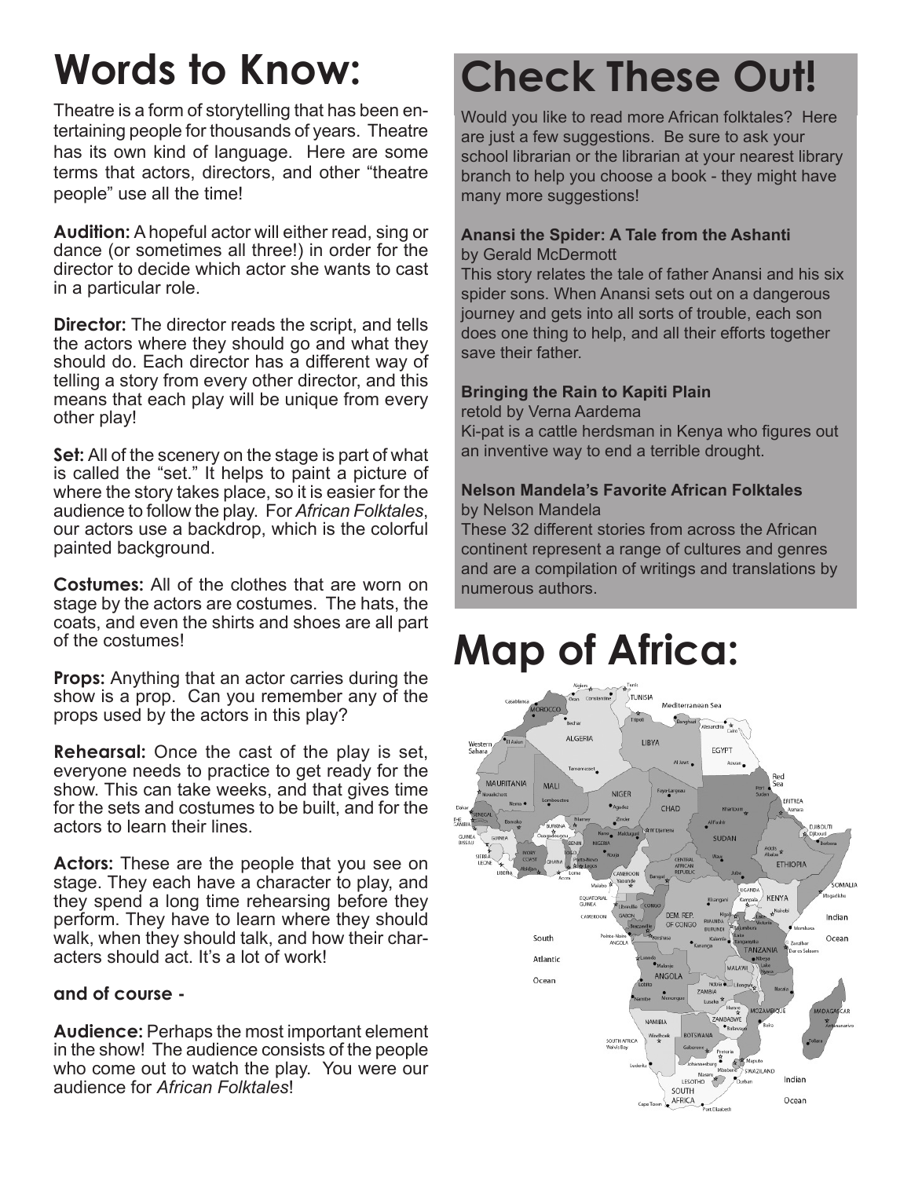# Words to Know:

Theatre is a form of storytelling that has been entertaining people for thousands of years. Theatre has its own kind of language. Here are some terms that actors, directors, and other "theatre people" use all the time!

**Audition:** A hopeful actor will either read, sing or dance (or sometimes all three!) in order for the director to decide which actor she wants to cast in a particular role.

**Director:** The director reads the script, and tells the actors where they should go and what they should do. Each director has a different way of telling a story from every other director, and this means that each play will be unique from every other play!

**Set:** All of the scenery on the stage is part of what is called the "set." It helps to paint a picture of where the story takes place, so it is easier for the audience to follow the play. For *African Folktales*, our actors use a backdrop, which is the colorful painted background.

**Costumes:** All of the clothes that are worn on stage by the actors are costumes. The hats, the coats, and even the shirts and shoes are all part of the costumes!

**Props:** Anything that an actor carries during the show is a prop. Can you remember any of the props used by the actors in this play?

**Rehearsal:** Once the cast of the play is set, everyone needs to practice to get ready for the show. This can take weeks, and that gives time for the sets and costumes to be built, and for the actors to learn their lines.

**Actors:** These are the people that you see on stage. They each have a character to play, and they spend a long time rehearsing before they perform. They have to learn where they should walk, when they should talk, and how their characters should act. It's a lot of work!

**and of course -**

**Audience:** Perhaps the most important element in the show! The audience consists of the people who come out to watch the play. You were our audience for *African Folktales*!

# Check These Out!

Would you like to read more African folktales? Here are just a few suggestions. Be sure to ask your school librarian or the librarian at your nearest library branch to help you choose a book - they might have many more suggestions!

**Anansi the Spider: A Tale from the Ashanti**
by Gerald McDermott
This story relates the tale of father Anansi and his six spider sons. When Anansi sets out on a dangerous journey and gets into all sorts of trouble, each son does one thing to help, and all their efforts together save their father.

**Bringing the Rain to Kapiti Plain**
retold by Verna Aardema
Ki-pat is a cattle herdsman in Kenya who figures out an inventive way to end a terrible drought.

**Nelson Mandela's Favorite African Folktales**
by Nelson Mandela
These 32 different stories from across the African continent represent a range of cultures and genres and are a compilation of writings and translations by numerous authors.

# Map of Africa: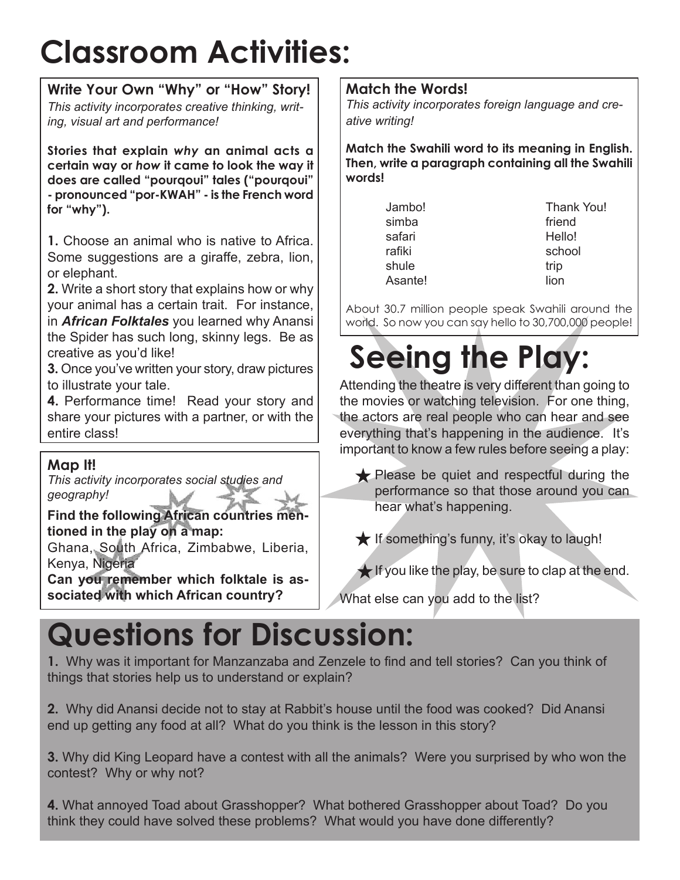# Classroom Activities:

### Write Your Own "Why" or "How" Story!

*This activity incorporates creative thinking, writing, visual art and performance!*

**Stories that explain *why* an animal acts a certain way or *how* it came to look the way it does are called "pourqoui" tales ("pourqoui" - pronounced "por-KWAH" - is the French word for "why").**

**1.** Choose an animal who is native to Africa. Some suggestions are a giraffe, zebra, lion, or elephant.

**2.** Write a short story that explains how or why your animal has a certain trait. For instance, in ***African Folktales*** you learned why Anansi the Spider has such long, skinny legs. Be as creative as you'd like!

**3.** Once you've written your story, draw pictures to illustrate your tale.

**4.** Performance time! Read your story and share your pictures with a partner, or with the entire class!

### Map It!

*This activity incorporates social studies and geography!*

**Find the following African countries mentioned in the play on a map:**

Ghana, South Africa, Zimbabwe, Liberia, Kenya, Nigeria

**Can you remember which folktale is associated with which African country?**

### Match the Words!

*This activity incorporates foreign language and creative writing!*

**Match the Swahili word to its meaning in English. Then, write a paragraph containing all the Swahili words!**

| | |
|---|---|
| Jambo! | Thank You! |
| simba | friend |
| safari | Hello! |
| rafiki | school |
| shule | trip |
| Asante! | lion |

About 30.7 million people speak Swahili around the world. So now you can say hello to 30,700,000 people!

# Seeing the Play:

Attending the theatre is very different than going to the movies or watching television. For one thing, the actors are real people who can hear and see everything that's happening in the audience. It's important to know a few rules before seeing a play:

- ★ Please be quiet and respectful during the performance so that those around you can hear what's happening.
- ★ If something's funny, it's okay to laugh!
- ★ If you like the play, be sure to clap at the end.

What else can you add to the list?

# Questions for Discussion:

**1.** Why was it important for Manzanzaba and Zenzele to find and tell stories? Can you think of things that stories help us to understand or explain?

**2.** Why did Anansi decide not to stay at Rabbit's house until the food was cooked? Did Anansi end up getting any food at all? What do you think is the lesson in this story?

**3.** Why did King Leopard have a contest with all the animals? Were you surprised by who won the contest? Why or why not?

**4.** What annoyed Toad about Grasshopper? What bothered Grasshopper about Toad? Do you think they could have solved these problems? What would you have done differently?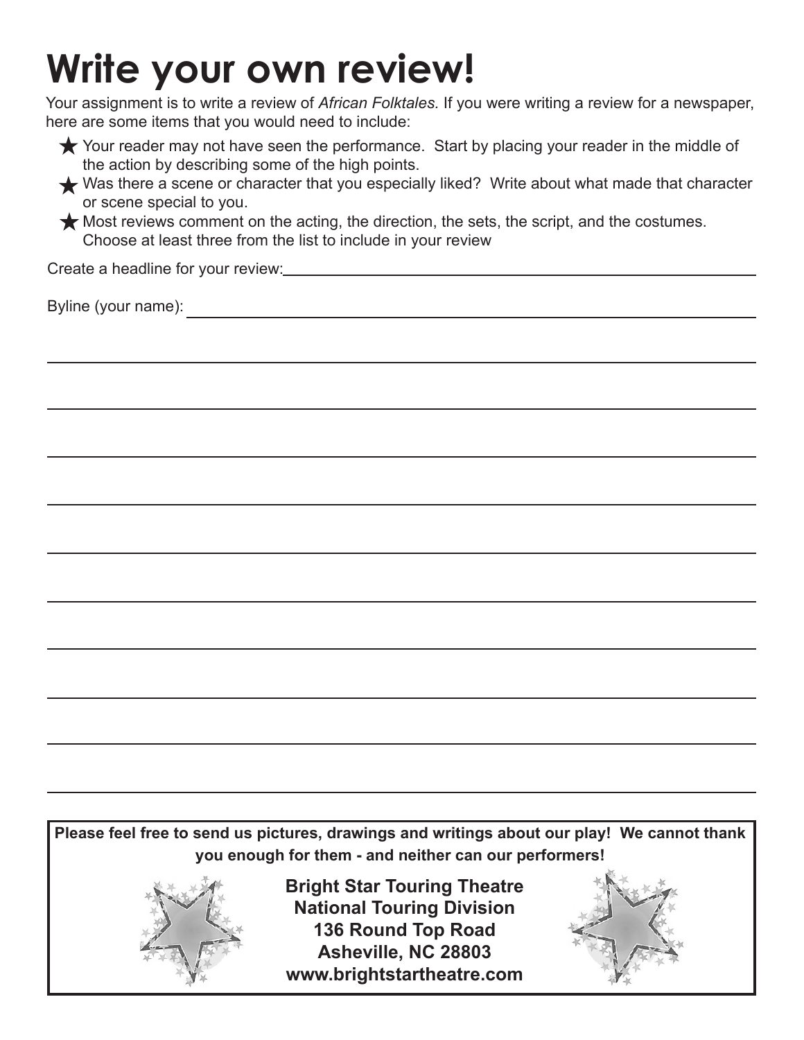# Write your own review!

Your assignment is to write a review of *African Folktales.* If you were writing a review for a newspaper, here are some items that you would need to include:

- ★ Your reader may not have seen the performance. Start by placing your reader in the middle of the action by describing some of the high points.
- ★ Was there a scene or character that you especially liked? Write about what made that character or scene special to you.
- ★ Most reviews comment on the acting, the direction, the sets, the script, and the costumes. Choose at least three from the list to include in your review

Create a headline for your review: ______________________________________________

Byline (your name): ______________________________________________

______________________________________________

______________________________________________

______________________________________________

______________________________________________

______________________________________________

______________________________________________

______________________________________________

______________________________________________

______________________________________________

______________________________________________

**Please feel free to send us pictures, drawings and writings about our play! We cannot thank you enough for them - and neither can our performers!**

**Bright Star Touring Theatre**
**National Touring Division**
**136 Round Top Road**
**Asheville, NC 28803**
**www.brightstartheatre.com**